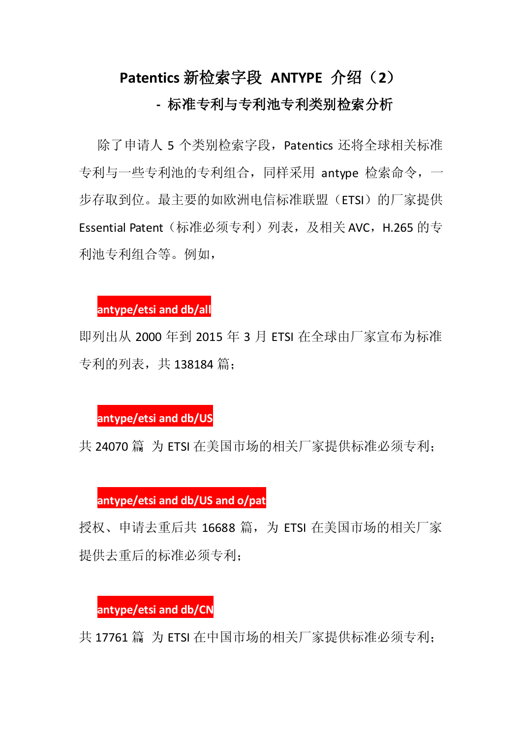# Patentics 新检索字段 ANTYPE 介绍（2）

## - 标准专利与专利池专利类别检索分析

除了申请人 5 个类别检索字段，Patentics 还将全球相关标准专利与一些专利池的专利组合，同样采用 antype 检索命令，一步存取到位。最主要的如欧洲电信标准联盟（ETSI）的厂家提供 Essential Patent（标准必须专利）列表，及相关 AVC，H.265 的专利池专利组合等。例如，

**antype/etsi and db/all**

即列出从 2000 年到 2015 年 3 月 ETSI 在全球由厂家宣布为标准专利的列表，共 138184 篇；

**antype/etsi and db/US**

共 24070 篇 为 ETSI 在美国市场的相关厂家提供标准必须专利；

**antype/etsi and db/US and o/pat**

授权、申请去重后共 16688 篇，为 ETSI 在美国市场的相关厂家提供去重后的标准必须专利；

**antype/etsi and db/CN**

共 17761 篇 为 ETSI 在中国市场的相关厂家提供标准必须专利；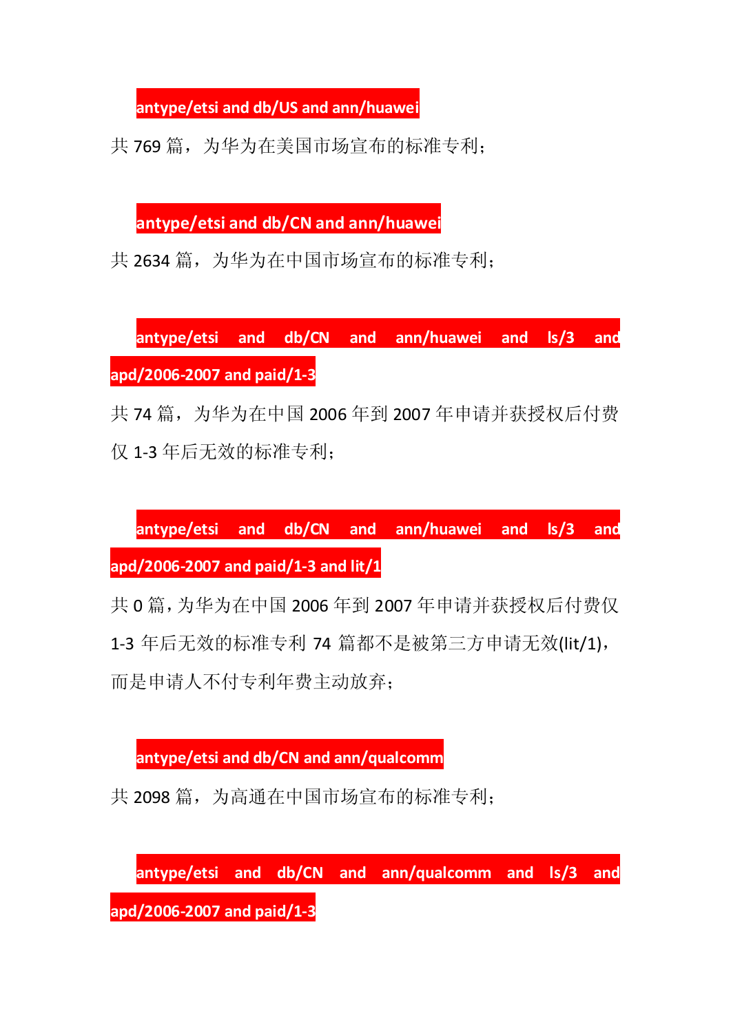antype/etsi and db/US and ann/huawei

共 769 篇，为华为在美国市场宣布的标准专利；

antype/etsi and db/CN and ann/huawei

共 2634 篇，为华为在中国市场宣布的标准专利；

antype/etsi and db/CN and ann/huawei and ls/3 and apd/2006-2007 and paid/1-3

共 74 篇，为华为在中国 2006 年到 2007 年申请并获授权后付费仅 1-3 年后无效的标准专利；

antype/etsi and db/CN and ann/huawei and ls/3 and apd/2006-2007 and paid/1-3 and lit/1

共 0 篇，为华为在中国 2006 年到 2007 年申请并获授权后付费仅 1-3 年后无效的标准专利 74 篇都不是被第三方申请无效(lit/1)，而是申请人不付专利年费主动放弃；

antype/etsi and db/CN and ann/qualcomm

共 2098 篇，为高通在中国市场宣布的标准专利；

antype/etsi and db/CN and ann/qualcomm and ls/3 and apd/2006-2007 and paid/1-3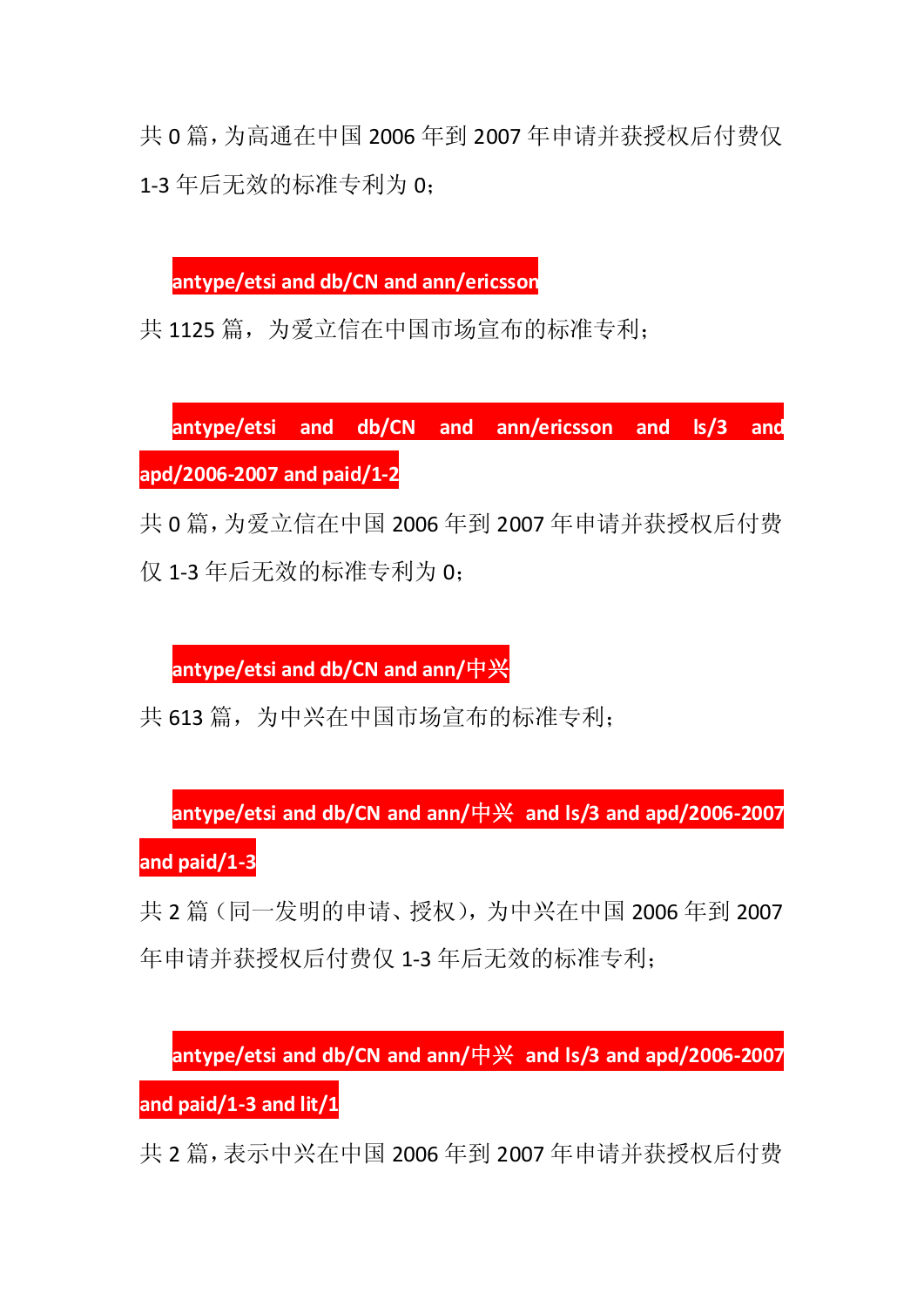共 0 篇，为高通在中国 2006 年到 2007 年申请并获授权后付费仅 1-3 年后无效的标准专利为 0；

**antype/etsi and db/CN and ann/ericsson**

共 1125 篇，为爱立信在中国市场宣布的标准专利；

**antype/etsi and db/CN and ann/ericsson and ls/3 and apd/2006-2007 and paid/1-2**

共 0 篇，为爱立信在中国 2006 年到 2007 年申请并获授权后付费仅 1-3 年后无效的标准专利为 0；

**antype/etsi and db/CN and ann/中兴**

共 613 篇，为中兴在中国市场宣布的标准专利；

**antype/etsi and db/CN and ann/中兴 and ls/3 and apd/2006-2007 and paid/1-3**

共 2 篇（同一发明的申请、授权），为中兴在中国 2006 年到 2007 年申请并获授权后付费仅 1-3 年后无效的标准专利；

**antype/etsi and db/CN and ann/中兴 and ls/3 and apd/2006-2007 and paid/1-3 and lit/1**

共 2 篇，表示中兴在中国 2006 年到 2007 年申请并获授权后付费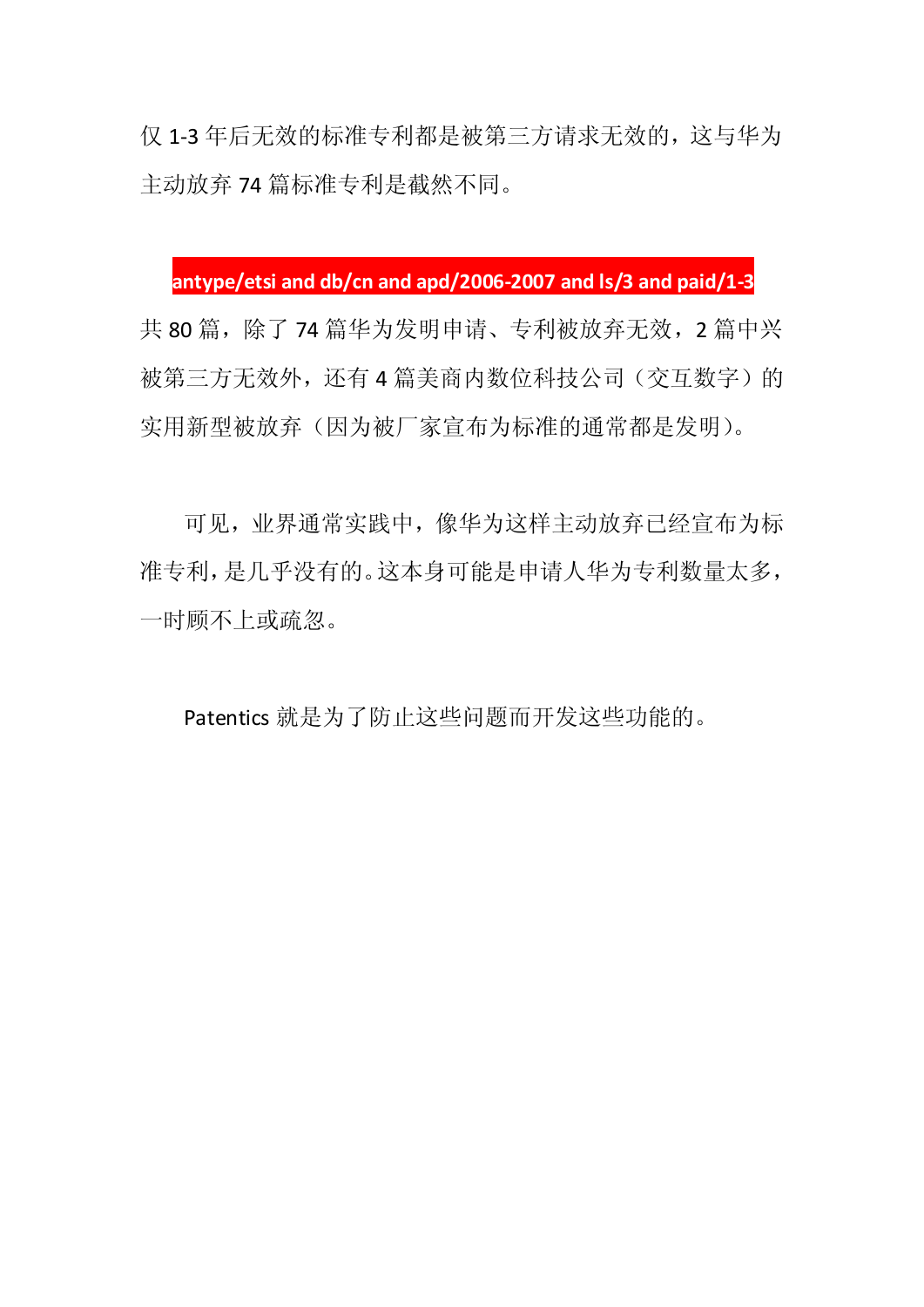仅 1-3 年后无效的标准专利都是被第三方请求无效的，这与华为主动放弃 74 篇标准专利是截然不同。

**antype/etsi and db/cn and apd/2006-2007 and ls/3 and paid/1-3**

共 80 篇，除了 74 篇华为发明申请、专利被放弃无效，2 篇中兴被第三方无效外，还有 4 篇美商内数位科技公司（交互数字）的实用新型被放弃（因为被厂家宣布为标准的通常都是发明）。

可见，业界通常实践中，像华为这样主动放弃已经宣布为标准专利，是几乎没有的。这本身可能是申请人华为专利数量太多，一时顾不上或疏忽。

Patentics 就是为了防止这些问题而开发这些功能的。